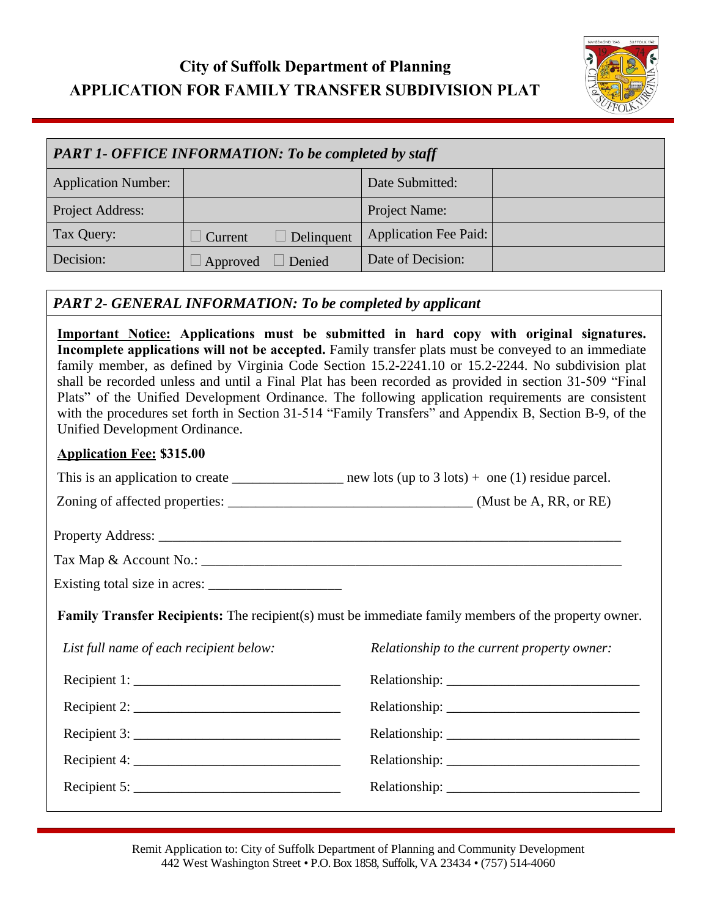# City of Suffolk Department of Planning

# APPLICATION FOR FAMILY TRANSFER SUBDIVISION PLAT

| *PART 1- OFFICE INFORMATION: To be completed by staff* | | | |
|---|---|---|---|
| Application Number: | | Date Submitted: | |
| Project Address: | | Project Name: | |
| Tax Query: | ☐ Current ☐ Delinquent | Application Fee Paid: | |
| Decision: | ☐ Approved ☐ Denied | Date of Decision: | |

## *PART 2- GENERAL INFORMATION: To be completed by applicant*

**Important Notice: Applications must be submitted in hard copy with original signatures. Incomplete applications will not be accepted.** Family transfer plats must be conveyed to an immediate family member, as defined by Virginia Code Section 15.2-2241.10 or 15.2-2244. No subdivision plat shall be recorded unless and until a Final Plat has been recorded as provided in section 31-509 "Final Plats" of the Unified Development Ordinance. The following application requirements are consistent with the procedures set forth in Section 31-514 "Family Transfers" and Appendix B, Section B-9, of the Unified Development Ordinance.

**Application Fee: $315.00**

This is an application to create ________________ new lots (up to 3 lots) + one (1) residue parcel.

Zoning of affected properties: ___________________________________ (Must be A, RR, or RE)

Property Address: ______________________________________________________________________

Tax Map & Account No.: _________________________________________________________________

Existing total size in acres: ___________________

**Family Transfer Recipients:** The recipient(s) must be immediate family members of the property owner.

| *List full name of each recipient below:* | *Relationship to the current property owner:* |
|---|---|
| Recipient 1: ______________________________ | Relationship: ____________________________ |
| Recipient 2: ______________________________ | Relationship: ____________________________ |
| Recipient 3: ______________________________ | Relationship: ____________________________ |
| Recipient 4: ______________________________ | Relationship: ____________________________ |
| Recipient 5: ______________________________ | Relationship: ____________________________ |

Remit Application to: City of Suffolk Department of Planning and Community Development
442 West Washington Street • P.O. Box 1858, Suffolk, VA 23434 • (757) 514-4060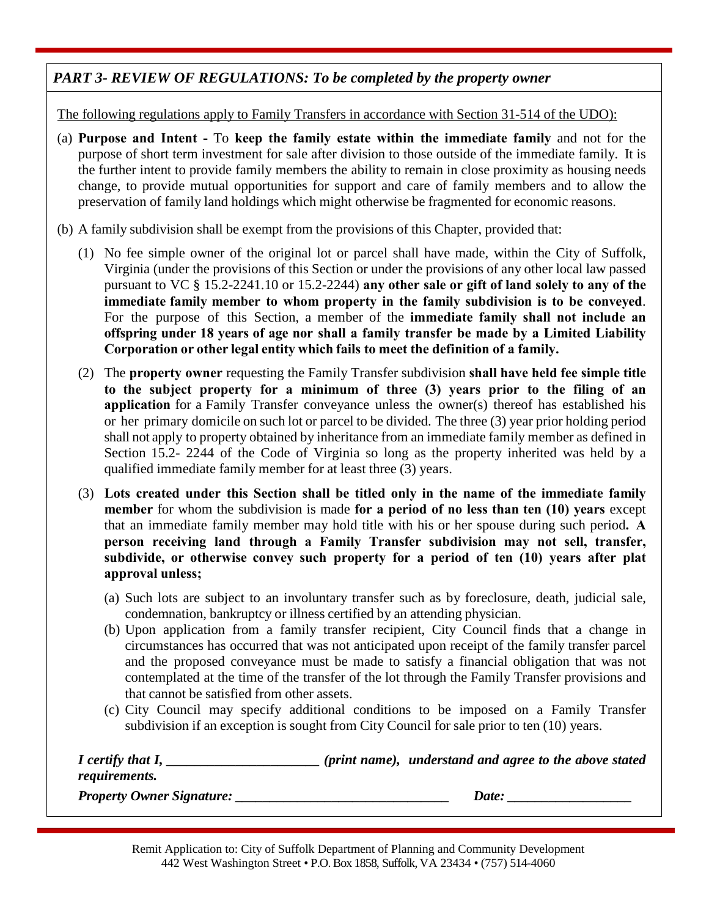## *PART 3- REVIEW OF REGULATIONS: To be completed by the property owner*

The following regulations apply to Family Transfers in accordance with Section 31-514 of the UDO):

(a) **Purpose and Intent -** To **keep the family estate within the immediate family** and not for the purpose of short term investment for sale after division to those outside of the immediate family. It is the further intent to provide family members the ability to remain in close proximity as housing needs change, to provide mutual opportunities for support and care of family members and to allow the preservation of family land holdings which might otherwise be fragmented for economic reasons.

(b) A family subdivision shall be exempt from the provisions of this Chapter, provided that:

(1) No fee simple owner of the original lot or parcel shall have made, within the City of Suffolk, Virginia (under the provisions of this Section or under the provisions of any other local law passed pursuant to VC § 15.2-2241.10 or 15.2-2244) **any other sale or gift of land solely to any of the immediate family member to whom property in the family subdivision is to be conveyed**. For the purpose of this Section, a member of the **immediate family shall not include an offspring under 18 years of age nor shall a family transfer be made by a Limited Liability Corporation or other legal entity which fails to meet the definition of a family.**

(2) The **property owner** requesting the Family Transfer subdivision **shall have held fee simple title to the subject property for a minimum of three (3) years prior to the filing of an application** for a Family Transfer conveyance unless the owner(s) thereof has established his or her primary domicile on such lot or parcel to be divided. The three (3) year prior holding period shall not apply to property obtained by inheritance from an immediate family member as defined in Section 15.2- 2244 of the Code of Virginia so long as the property inherited was held by a qualified immediate family member for at least three (3) years.

(3) **Lots created under this Section shall be titled only in the name of the immediate family member** for whom the subdivision is made **for a period of no less than ten (10) years** except that an immediate family member may hold title with his or her spouse during such period**. A person receiving land through a Family Transfer subdivision may not sell, transfer, subdivide, or otherwise convey such property for a period of ten (10) years after plat approval unless;**

(a) Such lots are subject to an involuntary transfer such as by foreclosure, death, judicial sale, condemnation, bankruptcy or illness certified by an attending physician.

(b) Upon application from a family transfer recipient, City Council finds that a change in circumstances has occurred that was not anticipated upon receipt of the family transfer parcel and the proposed conveyance must be made to satisfy a financial obligation that was not contemplated at the time of the transfer of the lot through the Family Transfer provisions and that cannot be satisfied from other assets.

(c) City Council may specify additional conditions to be imposed on a Family Transfer subdivision if an exception is sought from City Council for sale prior to ten (10) years.

***I certify that I, ______________________ (print name), understand and agree to the above stated requirements.***

***Property Owner Signature: _______________________________ Date: __________________***

Remit Application to: City of Suffolk Department of Planning and Community Development
442 West Washington Street • P.O. Box 1858, Suffolk, VA 23434 • (757) 514-4060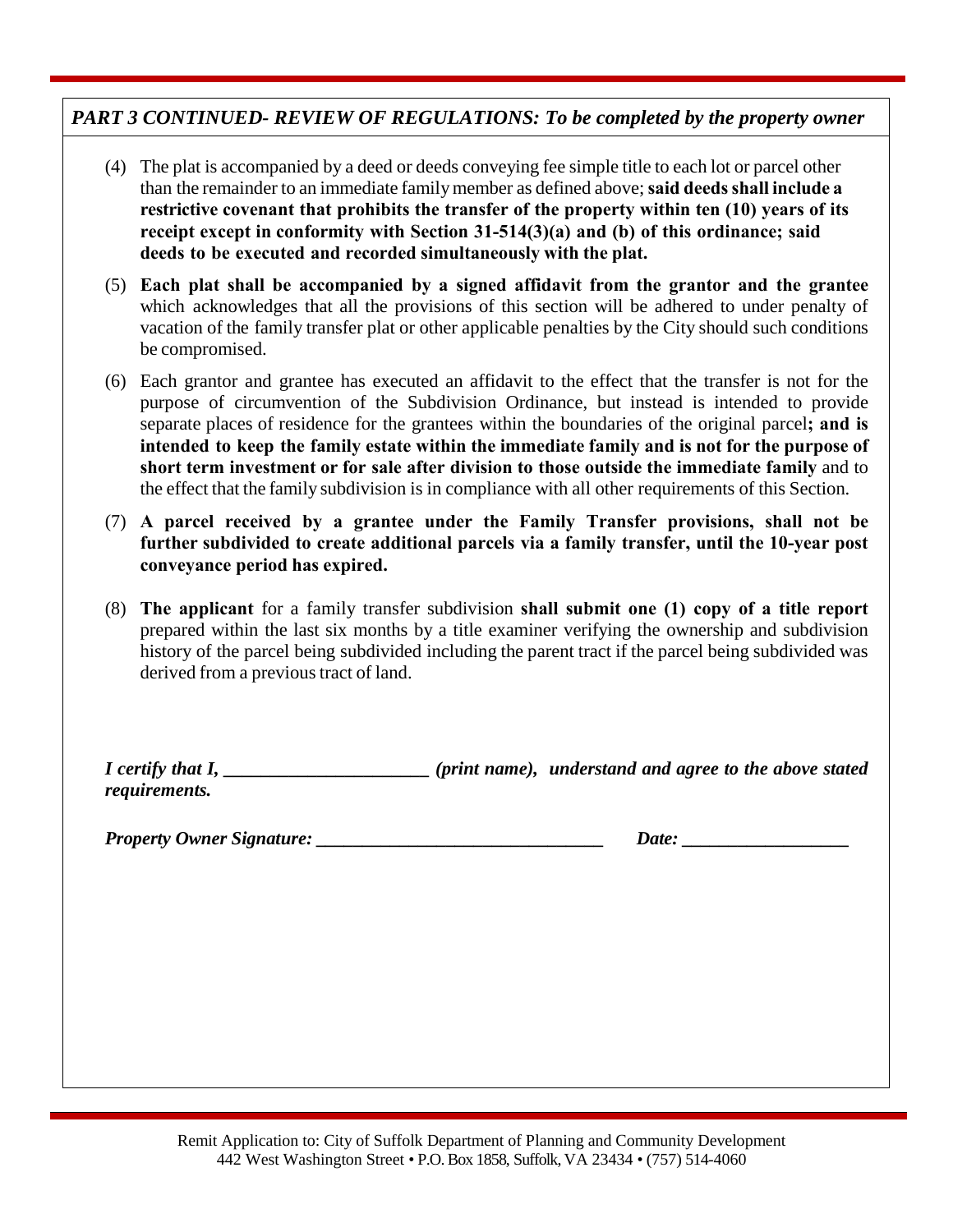## *PART 3 CONTINUED- REVIEW OF REGULATIONS: To be completed by the property owner*

(4) The plat is accompanied by a deed or deeds conveying fee simple title to each lot or parcel other than the remainder to an immediate family member as defined above; **said deeds shall include a restrictive covenant that prohibits the transfer of the property within ten (10) years of its receipt except in conformity with Section 31-514(3)(a) and (b) of this ordinance; said deeds to be executed and recorded simultaneously with the plat.**

(5) **Each plat shall be accompanied by a signed affidavit from the grantor and the grantee** which acknowledges that all the provisions of this section will be adhered to under penalty of vacation of the family transfer plat or other applicable penalties by the City should such conditions be compromised.

(6) Each grantor and grantee has executed an affidavit to the effect that the transfer is not for the purpose of circumvention of the Subdivision Ordinance, but instead is intended to provide separate places of residence for the grantees within the boundaries of the original parcel**; and is intended to keep the family estate within the immediate family and is not for the purpose of short term investment or for sale after division to those outside the immediate family** and to the effect that the family subdivision is in compliance with all other requirements of this Section.

(7) **A parcel received by a grantee under the Family Transfer provisions, shall not be further subdivided to create additional parcels via a family transfer, until the 10-year post conveyance period has expired.**

(8) **The applicant** for a family transfer subdivision **shall submit one (1) copy of a title report** prepared within the last six months by a title examiner verifying the ownership and subdivision history of the parcel being subdivided including the parent tract if the parcel being subdivided was derived from a previous tract of land.

***I certify that I, ______________________ (print name), understand and agree to the above stated requirements.***

***Property Owner Signature: ________________________________ Date: __________________***

Remit Application to: City of Suffolk Department of Planning and Community Development
442 West Washington Street • P.O. Box 1858, Suffolk, VA 23434 • (757) 514-4060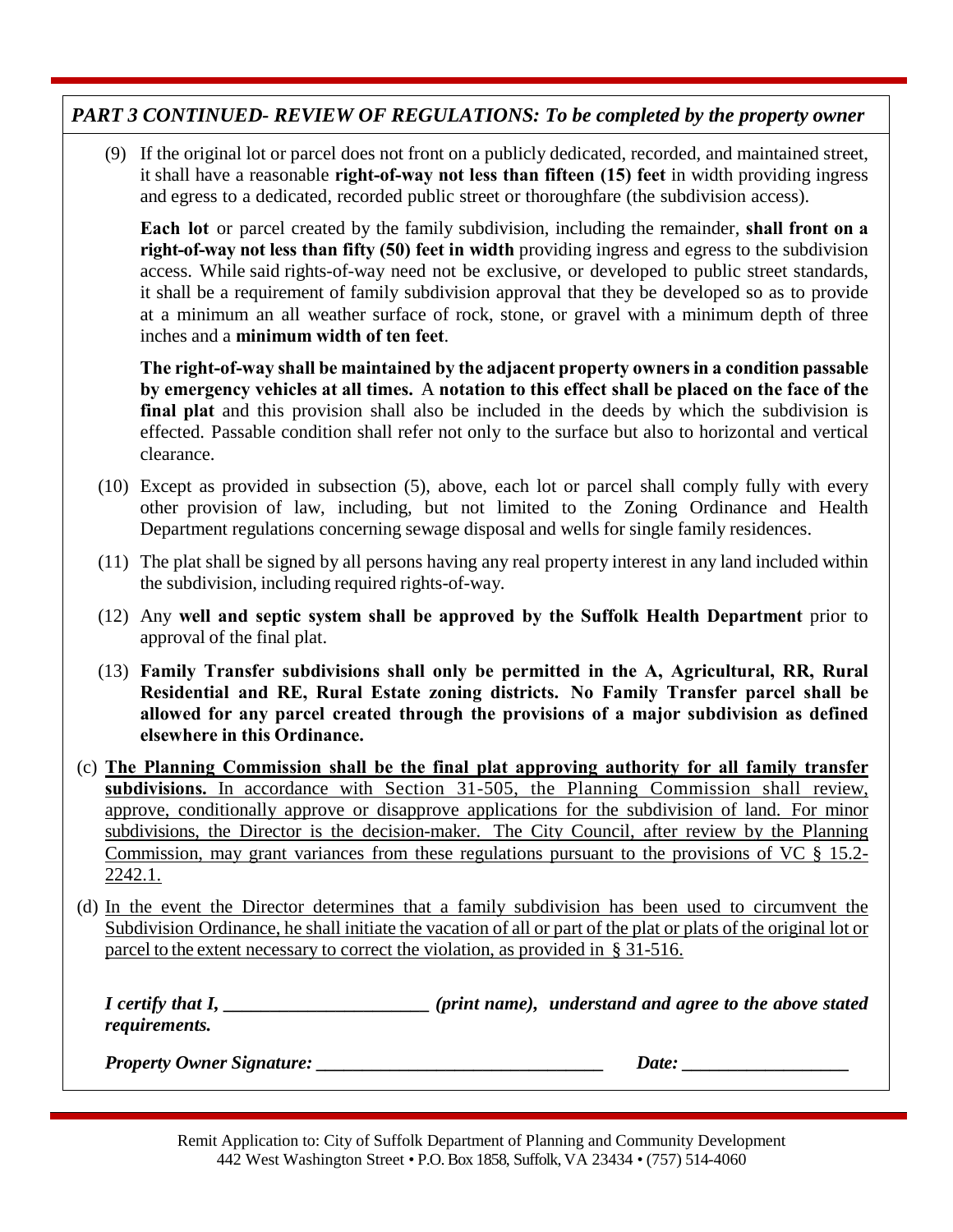## *PART 3 CONTINUED- REVIEW OF REGULATIONS: To be completed by the property owner*

(9) If the original lot or parcel does not front on a publicly dedicated, recorded, and maintained street, it shall have a reasonable **right-of-way not less than fifteen (15) feet** in width providing ingress and egress to a dedicated, recorded public street or thoroughfare (the subdivision access).

**Each lot** or parcel created by the family subdivision, including the remainder, **shall front on a right-of-way not less than fifty (50) feet in width** providing ingress and egress to the subdivision access. While said rights-of-way need not be exclusive, or developed to public street standards, it shall be a requirement of family subdivision approval that they be developed so as to provide at a minimum an all weather surface of rock, stone, or gravel with a minimum depth of three inches and a **minimum width of ten feet**.

**The right-of-way shall be maintained by the adjacent property owners in a condition passable by emergency vehicles at all times.** A **notation to this effect shall be placed on the face of the final plat** and this provision shall also be included in the deeds by which the subdivision is effected. Passable condition shall refer not only to the surface but also to horizontal and vertical clearance.

(10) Except as provided in subsection (5), above, each lot or parcel shall comply fully with every other provision of law, including, but not limited to the Zoning Ordinance and Health Department regulations concerning sewage disposal and wells for single family residences.

(11) The plat shall be signed by all persons having any real property interest in any land included within the subdivision, including required rights-of-way.

(12) Any **well and septic system shall be approved by the Suffolk Health Department** prior to approval of the final plat.

(13) **Family Transfer subdivisions shall only be permitted in the A, Agricultural, RR, Rural Residential and RE, Rural Estate zoning districts. No Family Transfer parcel shall be allowed for any parcel created through the provisions of a major subdivision as defined elsewhere in this Ordinance.**

(c) <u>**The Planning Commission shall be the final plat approving authority for all family transfer subdivisions.** In accordance with Section 31-505, the Planning Commission shall review, approve, conditionally approve or disapprove applications for the subdivision of land. For minor subdivisions, the Director is the decision-maker. The City Council, after review by the Planning Commission, may grant variances from these regulations pursuant to the provisions of VC § 15.2-2242.1.</u>

(d) <u>In the event the Director determines that a family subdivision has been used to circumvent the Subdivision Ordinance, he shall initiate the vacation of all or part of the plat or plats of the original lot or parcel to the extent necessary to correct the violation, as provided in § 31-516.</u>

***I certify that I, ______________________ (print name), understand and agree to the above stated requirements.***

***Property Owner Signature: _______________________________ Date: __________________***

Remit Application to: City of Suffolk Department of Planning and Community Development
442 West Washington Street • P.O. Box 1858, Suffolk, VA 23434 • (757) 514-4060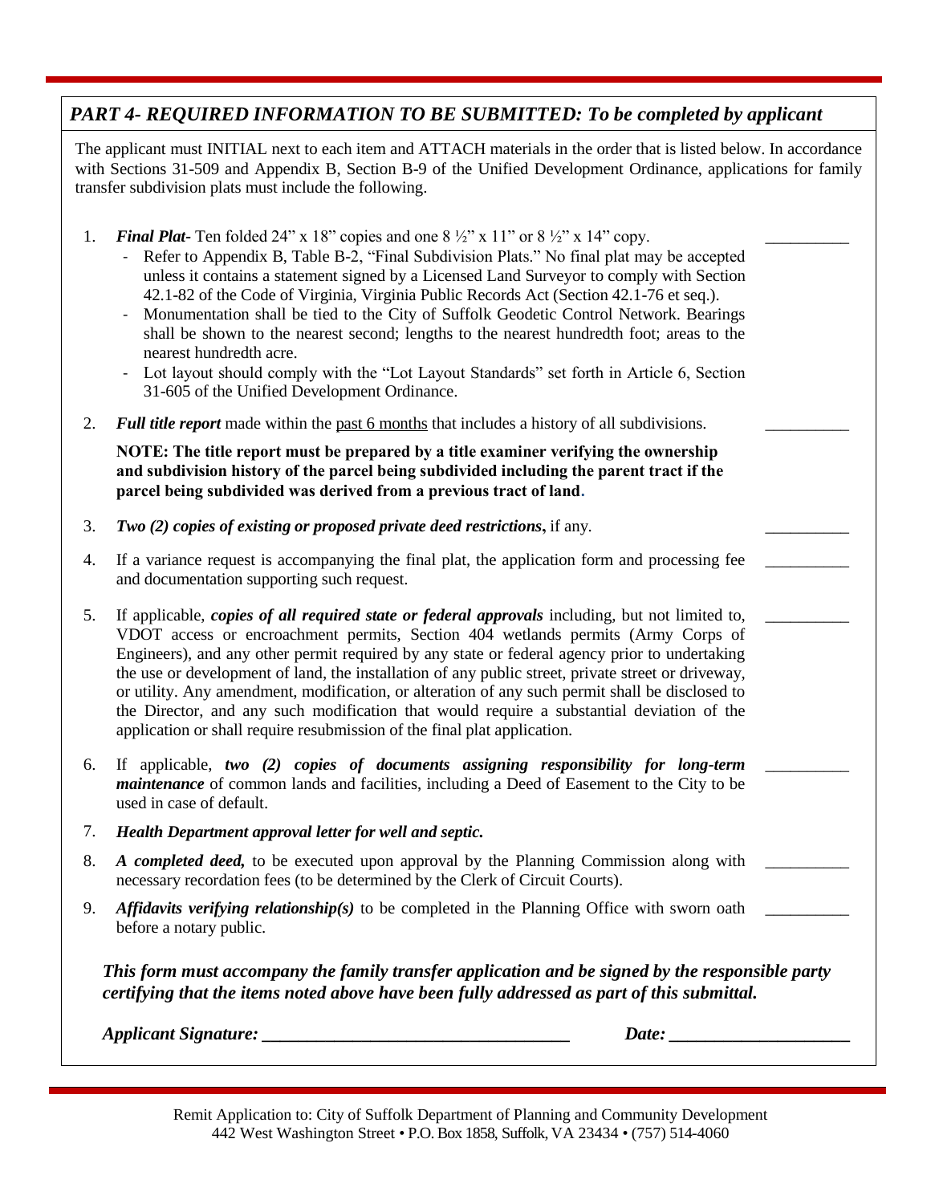## *PART 4- REQUIRED INFORMATION TO BE SUBMITTED: To be completed by applicant*

The applicant must INITIAL next to each item and ATTACH materials in the order that is listed below. In accordance with Sections 31-509 and Appendix B, Section B-9 of the Unified Development Ordinance, applications for family transfer subdivision plats must include the following.

1. ***Final Plat-*** Ten folded 24" x 18" copies and one 8 ½" x 11" or 8 ½" x 14" copy. __________
   - Refer to Appendix B, Table B-2, "Final Subdivision Plats." No final plat may be accepted unless it contains a statement signed by a Licensed Land Surveyor to comply with Section 42.1-82 of the Code of Virginia, Virginia Public Records Act (Section 42.1-76 et seq.).
   - Monumentation shall be tied to the City of Suffolk Geodetic Control Network. Bearings shall be shown to the nearest second; lengths to the nearest hundredth foot; areas to the nearest hundredth acre.
   - Lot layout should comply with the "Lot Layout Standards" set forth in Article 6, Section 31-605 of the Unified Development Ordinance.

2. ***Full title report*** made within the past 6 months that includes a history of all subdivisions. __________

   **NOTE: The title report must be prepared by a title examiner verifying the ownership and subdivision history of the parcel being subdivided including the parent tract if the parcel being subdivided was derived from a previous tract of land.**

3. ***Two (2) copies of existing or proposed private deed restrictions*****,** if any. __________

4. If a variance request is accompanying the final plat, the application form and processing fee and documentation supporting such request. __________

5. If applicable, ***copies of all required state or federal approvals*** including, but not limited to, VDOT access or encroachment permits, Section 404 wetlands permits (Army Corps of Engineers), and any other permit required by any state or federal agency prior to undertaking the use or development of land, the installation of any public street, private street or driveway, or utility. Any amendment, modification, or alteration of any such permit shall be disclosed to the Director, and any such modification that would require a substantial deviation of the application or shall require resubmission of the final plat application. __________

6. If applicable, ***two (2) copies of documents assigning responsibility for long-term maintenance*** of common lands and facilities, including a Deed of Easement to the City to be used in case of default. __________

7. ***Health Department approval letter for well and septic.***

8. ***A completed deed,*** to be executed upon approval by the Planning Commission along with necessary recordation fees (to be determined by the Clerk of Circuit Courts). __________

9. ***Affidavits verifying relationship(s)*** to be completed in the Planning Office with sworn oath before a notary public. __________

***This form must accompany the family transfer application and be signed by the responsible party certifying that the items noted above have been fully addressed as part of this submittal.***

***Applicant Signature:*** __________________________________ ***Date:*** ____________________

Remit Application to: City of Suffolk Department of Planning and Community Development
442 West Washington Street • P.O. Box 1858, Suffolk, VA 23434 • (757) 514-4060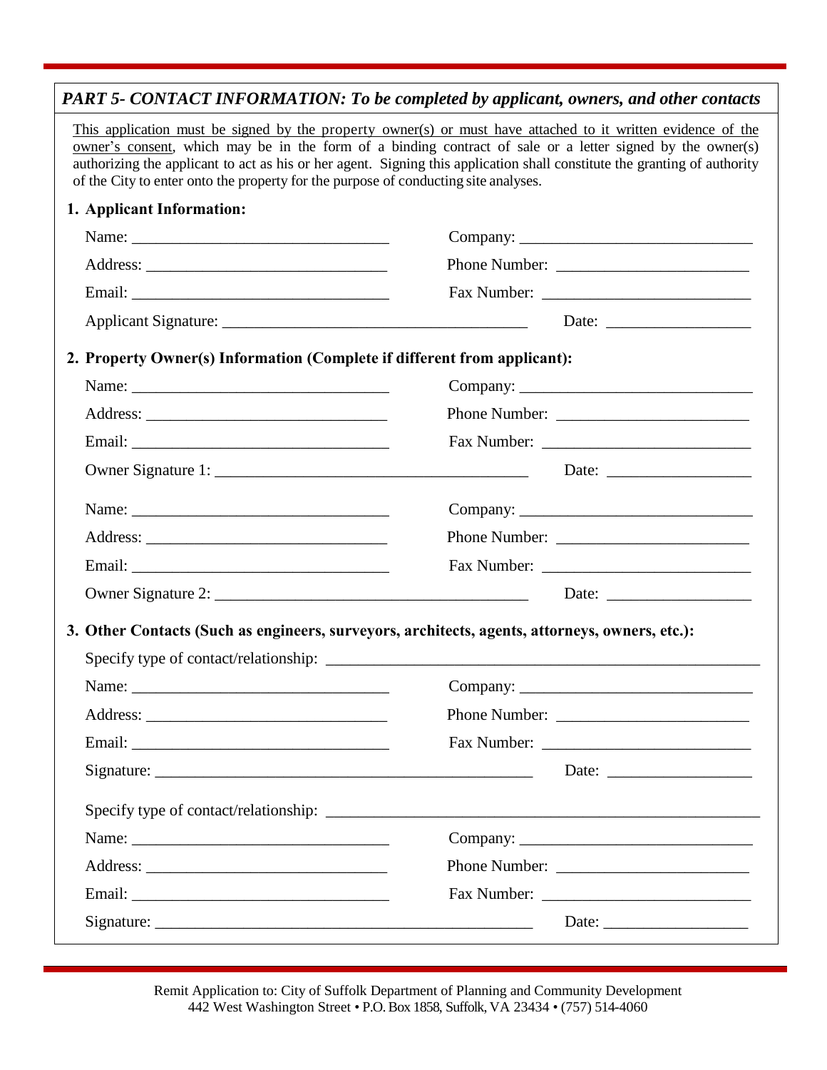## *PART 5- CONTACT INFORMATION: To be completed by applicant, owners, and other contacts*

This application must be signed by the property owner(s) or must have attached to it written evidence of the owner's consent, which may be in the form of a binding contract of sale or a letter signed by the owner(s) authorizing the applicant to act as his or her agent. Signing this application shall constitute the granting of authority of the City to enter onto the property for the purpose of conducting site analyses.

**1. Applicant Information:**

Name: ________________________________ Company: ____________________________

Address: ______________________________ Phone Number: _______________________

Email: ________________________________ Fax Number: _________________________

Applicant Signature: ______________________________________ Date: _________________

**2. Property Owner(s) Information (Complete if different from applicant):**

Name: ________________________________ Company: ____________________________

Address: ______________________________ Phone Number: _______________________

Email: ________________________________ Fax Number: _________________________

Owner Signature 1: ______________________________________ Date: _________________

Name: ________________________________ Company: ____________________________

Address: ______________________________ Phone Number: _______________________

Email: ________________________________ Fax Number: _________________________

Owner Signature 2: ______________________________________ Date: _________________

**3. Other Contacts (Such as engineers, surveyors, architects, agents, attorneys, owners, etc.):**

Specify type of contact/relationship: _____________________________________________________

Name: ________________________________ Company: ____________________________

Address: ______________________________ Phone Number: _______________________

Email: ________________________________ Fax Number: _________________________

Signature: ________________________________________________ Date: _________________

Specify type of contact/relationship: _____________________________________________________

Name: ________________________________ Company: ____________________________

Address: ______________________________ Phone Number: _______________________

Email: ________________________________ Fax Number: _________________________

Signature: ________________________________________________ Date: _________________

Remit Application to: City of Suffolk Department of Planning and Community Development
442 West Washington Street • P.O. Box 1858, Suffolk, VA 23434 • (757) 514-4060